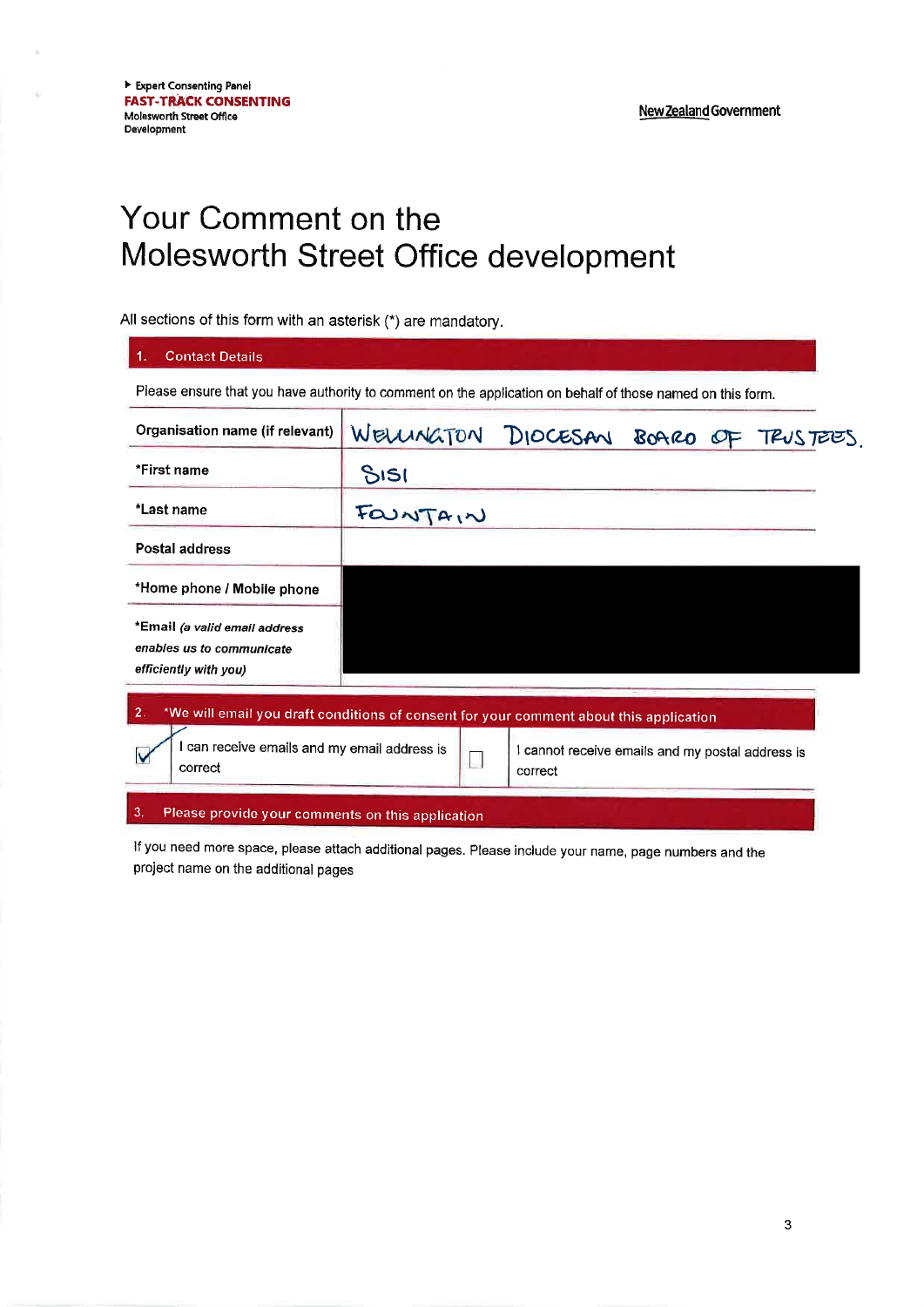▸ Expert Consenting Panel
**FAST-TRACK CONSENTING**
Molesworth Street Office Development

New Zealand Government

# Your Comment on the Molesworth Street Office development

All sections of this form with an asterisk (*) are mandatory.

## 1. Contact Details

Please ensure that you have authority to comment on the application on behalf of those named on this form.

| | |
|---|---|
| Organisation name (if relevant) | WELLINGTON DIOCESAN BOARD OF TRUSTEES. |
| *First name | SISI |
| *Last name | FOUNTAIN |
| Postal address | |
| *Home phone / Mobile phone | |
| *Email *(a valid email address enables us to communicate efficiently with you)* | |

## 2. *We will email you draft conditions of consent for your comment about this application

| | | | |
|---|---|---|---|
| ☑ | I can receive emails and my email address is correct | ☐ | I cannot receive emails and my postal address is correct |

## 3. Please provide your comments on this application

If you need more space, please attach additional pages. Please include your name, page numbers and the project name on the additional pages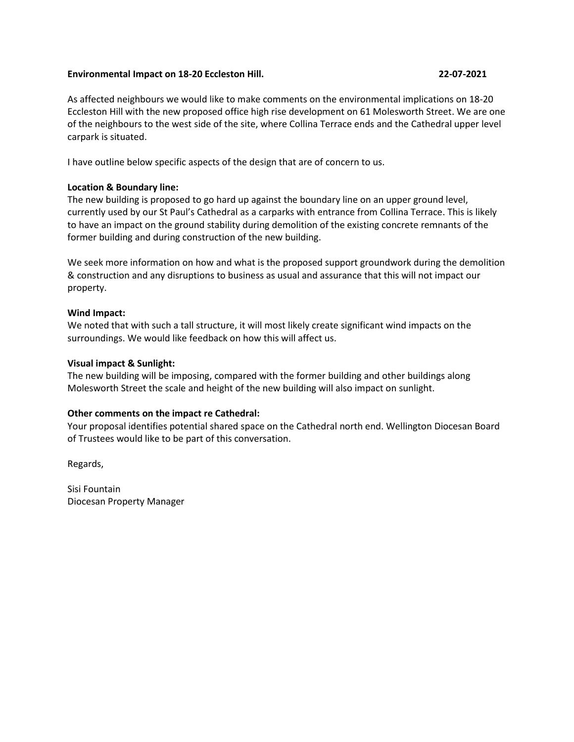**Environmental Impact on 18-20 Eccleston Hill.** **22-07-2021**

As affected neighbours we would like to make comments on the environmental implications on 18-20 Eccleston Hill with the new proposed office high rise development on 61 Molesworth Street. We are one of the neighbours to the west side of the site, where Collina Terrace ends and the Cathedral upper level carpark is situated.

I have outline below specific aspects of the design that are of concern to us.

**Location & Boundary line:**
The new building is proposed to go hard up against the boundary line on an upper ground level, currently used by our St Paul's Cathedral as a carparks with entrance from Collina Terrace. This is likely to have an impact on the ground stability during demolition of the existing concrete remnants of the former building and during construction of the new building.

We seek more information on how and what is the proposed support groundwork during the demolition & construction and any disruptions to business as usual and assurance that this will not impact our property.

**Wind Impact:**
We noted that with such a tall structure, it will most likely create significant wind impacts on the surroundings. We would like feedback on how this will affect us.

**Visual impact & Sunlight:**
The new building will be imposing, compared with the former building and other buildings along Molesworth Street the scale and height of the new building will also impact on sunlight.

**Other comments on the impact re Cathedral:**
Your proposal identifies potential shared space on the Cathedral north end. Wellington Diocesan Board of Trustees would like to be part of this conversation.

Regards,

Sisi Fountain
Diocesan Property Manager